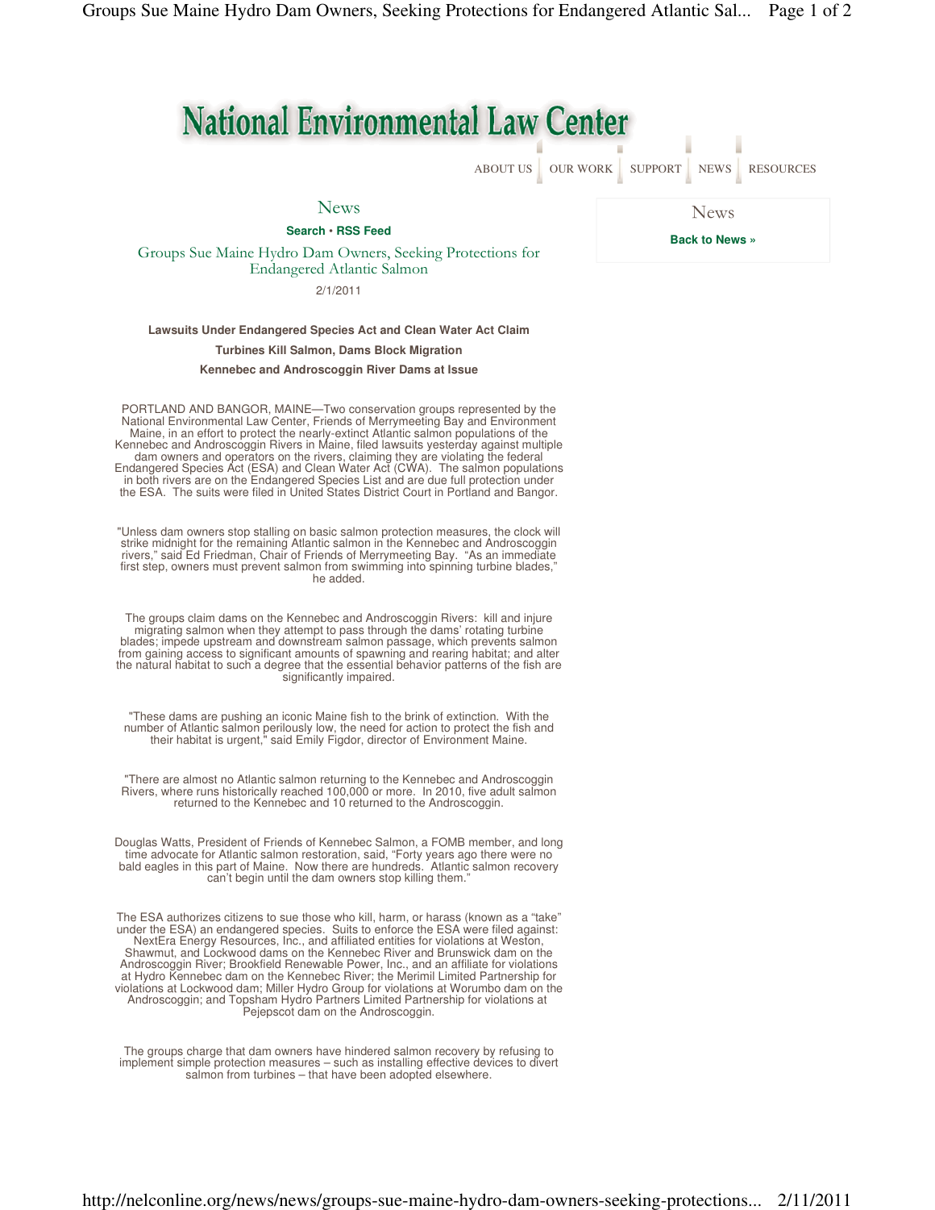# National Environmental Law Center

ABOUT US | OUR WORK | SUPPORT | NEWS | RESOURCES

## News

**Search • RSS Feed**

## Groups Sue Maine Hydro Dam Owners, Seeking Protections for Endangered Atlantic Salmon

2/1/2011

**Lawsuits Under Endangered Species Act and Clean Water Act Claim**

**Turbines Kill Salmon, Dams Block Migration**

**Kennebec and Androscoggin River Dams at Issue**

PORTLAND AND BANGOR, MAINE—Two conservation groups represented by the National Environmental Law Center, Friends of Merrymeeting Bay and Environment Maine, in an effort to protect the nearly-extinct Atlantic salmon populations of the Kennebec and Androscoggin Rivers in Maine, filed lawsuits yesterday against multiple dam owners and operators on the rivers, claiming they are violating the federal Endangered Species Act (ESA) and Clean Water Act (CWA). The salmon populations in both rivers are on the Endangered Species List and are due full protection under the ESA. The suits were filed in United States District Court in Portland and Bangor.

"Unless dam owners stop stalling on basic salmon protection measures, the clock will strike midnight for the remaining Atlantic salmon in the Kennebec and Androscoggin rivers," said Ed Friedman, Chair of Friends of Merrymeeting Bay. "As an immediate first step, owners must prevent salmon from swimming into spinning turbine blades," he added.

The groups claim dams on the Kennebec and Androscoggin Rivers: kill and injure migrating salmon when they attempt to pass through the dams' rotating turbine blades; impede upstream and downstream salmon passage, which prevents salmon from gaining access to significant amounts of spawning and rearing habitat; and alter the natural habitat to such a degree that the essential behavior patterns of the fish are significantly impaired.

"These dams are pushing an iconic Maine fish to the brink of extinction. With the number of Atlantic salmon perilously low, the need for action to protect the fish and their habitat is urgent," said Emily Figdor, director of Environment Maine.

"There are almost no Atlantic salmon returning to the Kennebec and Androscoggin Rivers, where runs historically reached 100,000 or more. In 2010, five adult salmon returned to the Kennebec and 10 returned to the Androscoggin.

Douglas Watts, President of Friends of Kennebec Salmon, a FOMB member, and long time advocate for Atlantic salmon restoration, said, "Forty years ago there were no bald eagles in this part of Maine. Now there are hundreds. Atlantic salmon recovery can't begin until the dam owners stop killing them."

The ESA authorizes citizens to sue those who kill, harm, or harass (known as a "take" under the ESA) an endangered species. Suits to enforce the ESA were filed against: NextEra Energy Resources, Inc., and affiliated entities for violations at Weston, Shawmut, and Lockwood dams on the Kennebec River and Brunswick dam on the Androscoggin River; Brookfield Renewable Power, Inc., and an affiliate for violations at Hydro Kennebec dam on the Kennebec River; the Merimil Limited Partnership for violations at Lockwood dam; Miller Hydro Group for violations at Worumbo dam on the Androscoggin; and Topsham Hydro Partners Limited Partnership for violations at Pejepscot dam on the Androscoggin.

The groups charge that dam owners have hindered salmon recovery by refusing to implement simple protection measures – such as installing effective devices to divert salmon from turbines – that have been adopted elsewhere.

## News

**Back to News »**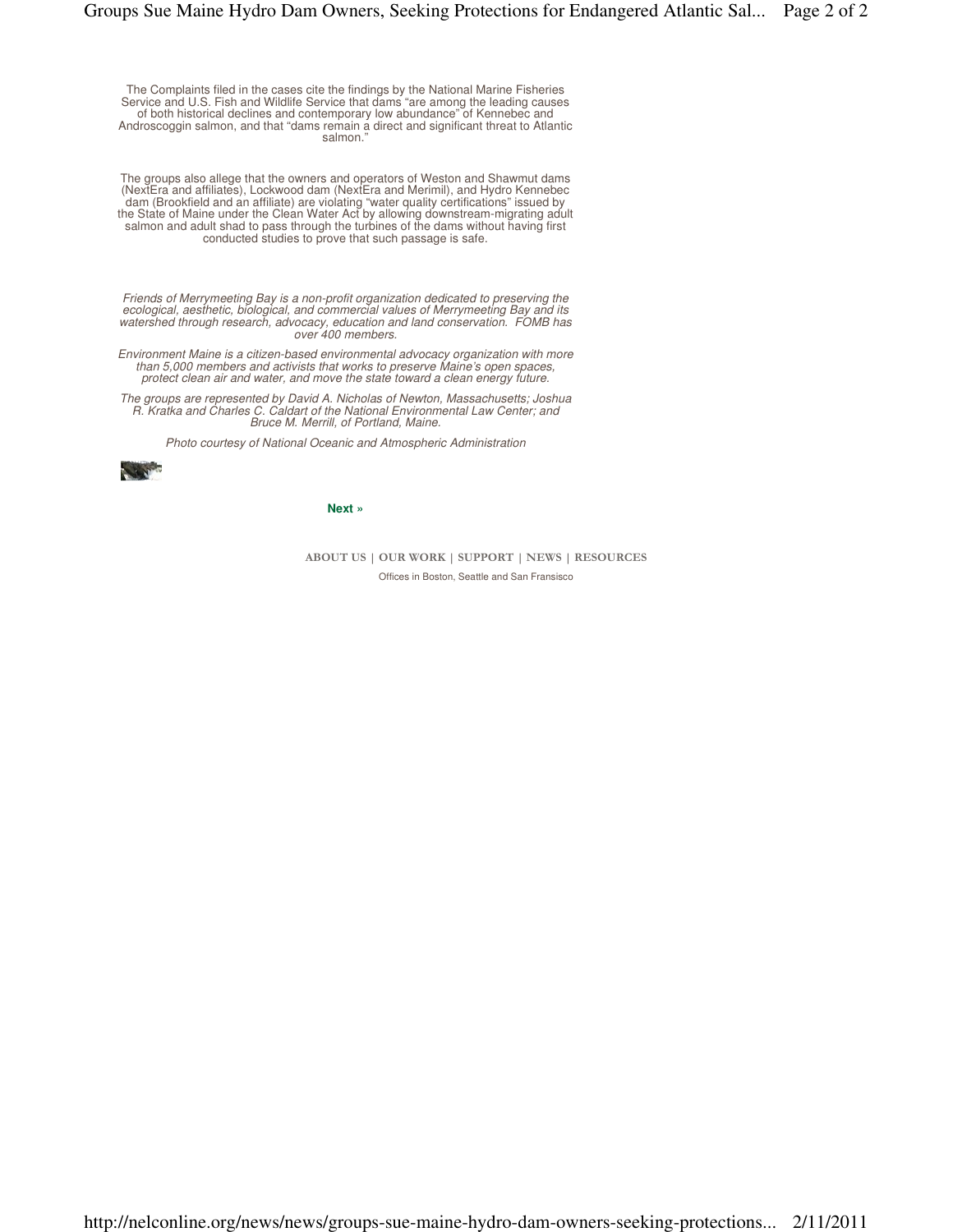The Complaints filed in the cases cite the findings by the National Marine Fisheries Service and U.S. Fish and Wildlife Service that dams "are among the leading causes of both historical declines and contemporary low abundance" of Kennebec and Androscoggin salmon, and that "dams remain a direct and significant threat to Atlantic salmon."

The groups also allege that the owners and operators of Weston and Shawmut dams (NextEra and affiliates), Lockwood dam (NextEra and Merimil), and Hydro Kennebec dam (Brookfield and an affiliate) are violating "water quality certifications" issued by the State of Maine under the Clean Water Act by allowing downstream-migrating adult salmon and adult shad to pass through the turbines of the dams without having first conducted studies to prove that such passage is safe.

*Friends of Merrymeeting Bay is a non-profit organization dedicated to preserving the ecological, aesthetic, biological, and commercial values of Merrymeeting Bay and its watershed through research, advocacy, education and land conservation. FOMB has over 400 members.*

*Environment Maine is a citizen-based environmental advocacy organization with more than 5,000 members and activists that works to preserve Maine's open spaces, protect clean air and water, and move the state toward a clean energy future.*

*The groups are represented by David A. Nicholas of Newton, Massachusetts; Joshua R. Kratka and Charles C. Caldart of the National Environmental Law Center; and Bruce M. Merrill, of Portland, Maine.*

*Photo courtesy of National Oceanic and Atmospheric Administration*

**Next »**

ABOUT US | OUR WORK | SUPPORT | NEWS | RESOURCES

Offices in Boston, Seattle and San Fransisco